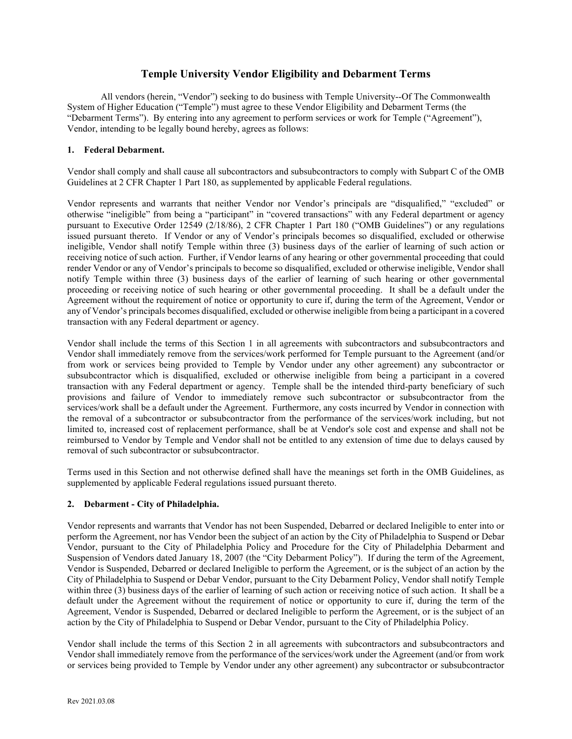# Temple University Vendor Eligibility and Debarment Terms

All vendors (herein, "Vendor") seeking to do business with Temple University--Of The Commonwealth System of Higher Education ("Temple") must agree to these Vendor Eligibility and Debarment Terms (the "Debarment Terms"). By entering into any agreement to perform services or work for Temple ("Agreement"), Vendor, intending to be legally bound hereby, agrees as follows:

## 1. Federal Debarment.

Vendor shall comply and shall cause all subcontractors and subsubcontractors to comply with Subpart C of the OMB Guidelines at 2 CFR Chapter 1 Part 180, as supplemented by applicable Federal regulations.

Vendor represents and warrants that neither Vendor nor Vendor's principals are "disqualified," "excluded" or otherwise "ineligible" from being a "participant" in "covered transactions" with any Federal department or agency pursuant to Executive Order 12549 (2/18/86), 2 CFR Chapter 1 Part 180 ("OMB Guidelines") or any regulations issued pursuant thereto. If Vendor or any of Vendor's principals becomes so disqualified, excluded or otherwise ineligible, Vendor shall notify Temple within three (3) business days of the earlier of learning of such action or receiving notice of such action. Further, if Vendor learns of any hearing or other governmental proceeding that could render Vendor or any of Vendor's principals to become so disqualified, excluded or otherwise ineligible, Vendor shall notify Temple within three (3) business days of the earlier of learning of such hearing or other governmental proceeding or receiving notice of such hearing or other governmental proceeding. It shall be a default under the Agreement without the requirement of notice or opportunity to cure if, during the term of the Agreement, Vendor or any of Vendor's principals becomes disqualified, excluded or otherwise ineligible from being a participant in a covered transaction with any Federal department or agency.

Vendor shall include the terms of this Section 1 in all agreements with subcontractors and subsubcontractors and Vendor shall immediately remove from the services/work performed for Temple pursuant to the Agreement (and/or from work or services being provided to Temple by Vendor under any other agreement) any subcontractor or subsubcontractor which is disqualified, excluded or otherwise ineligible from being a participant in a covered transaction with any Federal department or agency. Temple shall be the intended third-party beneficiary of such provisions and failure of Vendor to immediately remove such subcontractor or subsubcontractor from the services/work shall be a default under the Agreement. Furthermore, any costs incurred by Vendor in connection with the removal of a subcontractor or subsubcontractor from the performance of the services/work including, but not limited to, increased cost of replacement performance, shall be at Vendor's sole cost and expense and shall not be reimbursed to Vendor by Temple and Vendor shall not be entitled to any extension of time due to delays caused by removal of such subcontractor or subsubcontractor.

Terms used in this Section and not otherwise defined shall have the meanings set forth in the OMB Guidelines, as supplemented by applicable Federal regulations issued pursuant thereto.

## 2. Debarment - City of Philadelphia.

Vendor represents and warrants that Vendor has not been Suspended, Debarred or declared Ineligible to enter into or perform the Agreement, nor has Vendor been the subject of an action by the City of Philadelphia to Suspend or Debar Vendor, pursuant to the City of Philadelphia Policy and Procedure for the City of Philadelphia Debarment and Suspension of Vendors dated January 18, 2007 (the "City Debarment Policy"). If during the term of the Agreement, Vendor is Suspended, Debarred or declared Ineligible to perform the Agreement, or is the subject of an action by the City of Philadelphia to Suspend or Debar Vendor, pursuant to the City Debarment Policy, Vendor shall notify Temple within three (3) business days of the earlier of learning of such action or receiving notice of such action. It shall be a default under the Agreement without the requirement of notice or opportunity to cure if, during the term of the Agreement, Vendor is Suspended, Debarred or declared Ineligible to perform the Agreement, or is the subject of an action by the City of Philadelphia to Suspend or Debar Vendor, pursuant to the City of Philadelphia Policy.

Vendor shall include the terms of this Section 2 in all agreements with subcontractors and subsubcontractors and Vendor shall immediately remove from the performance of the services/work under the Agreement (and/or from work or services being provided to Temple by Vendor under any other agreement) any subcontractor or subsubcontractor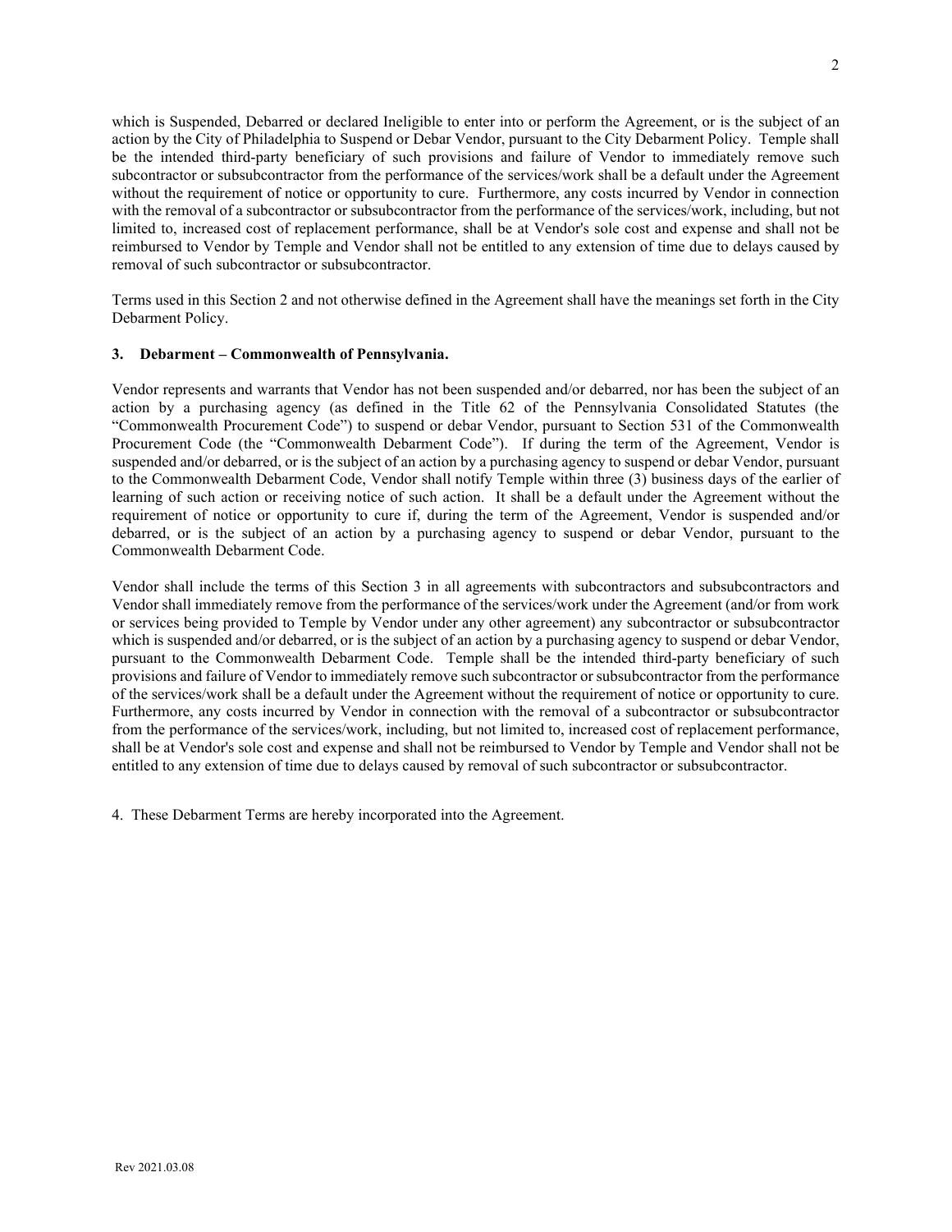which is Suspended, Debarred or declared Ineligible to enter into or perform the Agreement, or is the subject of an action by the City of Philadelphia to Suspend or Debar Vendor, pursuant to the City Debarment Policy. Temple shall be the intended third-party beneficiary of such provisions and failure of Vendor to immediately remove such subcontractor or subsubcontractor from the performance of the services/work shall be a default under the Agreement without the requirement of notice or opportunity to cure. Furthermore, any costs incurred by Vendor in connection with the removal of a subcontractor or subsubcontractor from the performance of the services/work, including, but not limited to, increased cost of replacement performance, shall be at Vendor's sole cost and expense and shall not be reimbursed to Vendor by Temple and Vendor shall not be entitled to any extension of time due to delays caused by removal of such subcontractor or subsubcontractor.

Terms used in this Section 2 and not otherwise defined in the Agreement shall have the meanings set forth in the City Debarment Policy.

**3. Debarment – Commonwealth of Pennsylvania.**

Vendor represents and warrants that Vendor has not been suspended and/or debarred, nor has been the subject of an action by a purchasing agency (as defined in the Title 62 of the Pennsylvania Consolidated Statutes (the "Commonwealth Procurement Code") to suspend or debar Vendor, pursuant to Section 531 of the Commonwealth Procurement Code (the "Commonwealth Debarment Code"). If during the term of the Agreement, Vendor is suspended and/or debarred, or is the subject of an action by a purchasing agency to suspend or debar Vendor, pursuant to the Commonwealth Debarment Code, Vendor shall notify Temple within three (3) business days of the earlier of learning of such action or receiving notice of such action. It shall be a default under the Agreement without the requirement of notice or opportunity to cure if, during the term of the Agreement, Vendor is suspended and/or debarred, or is the subject of an action by a purchasing agency to suspend or debar Vendor, pursuant to the Commonwealth Debarment Code.

Vendor shall include the terms of this Section 3 in all agreements with subcontractors and subsubcontractors and Vendor shall immediately remove from the performance of the services/work under the Agreement (and/or from work or services being provided to Temple by Vendor under any other agreement) any subcontractor or subsubcontractor which is suspended and/or debarred, or is the subject of an action by a purchasing agency to suspend or debar Vendor, pursuant to the Commonwealth Debarment Code. Temple shall be the intended third-party beneficiary of such provisions and failure of Vendor to immediately remove such subcontractor or subsubcontractor from the performance of the services/work shall be a default under the Agreement without the requirement of notice or opportunity to cure. Furthermore, any costs incurred by Vendor in connection with the removal of a subcontractor or subsubcontractor from the performance of the services/work, including, but not limited to, increased cost of replacement performance, shall be at Vendor's sole cost and expense and shall not be reimbursed to Vendor by Temple and Vendor shall not be entitled to any extension of time due to delays caused by removal of such subcontractor or subsubcontractor.

4. These Debarment Terms are hereby incorporated into the Agreement.

Rev 2021.03.08